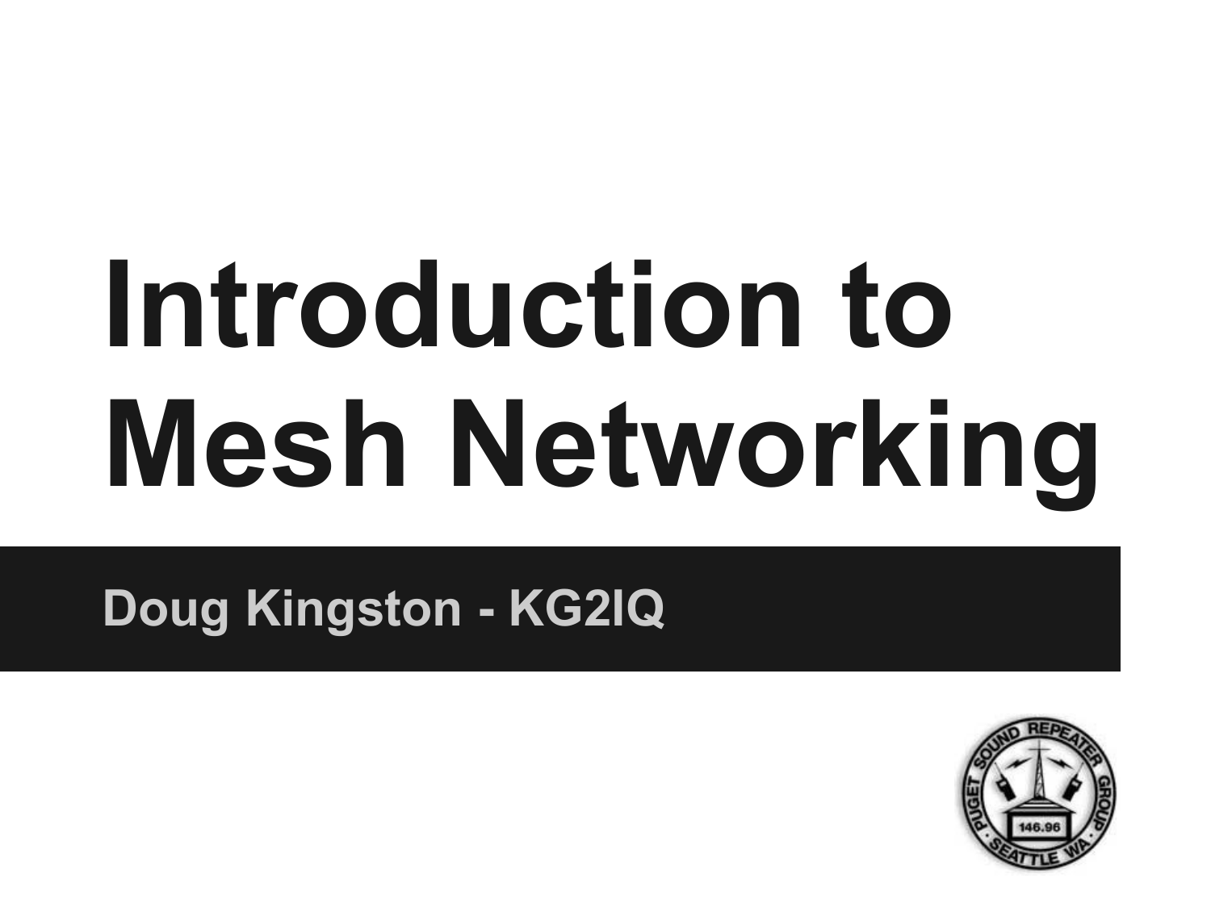# Introduction to Mesh Networking

**Doug Kingston - KG2IQ**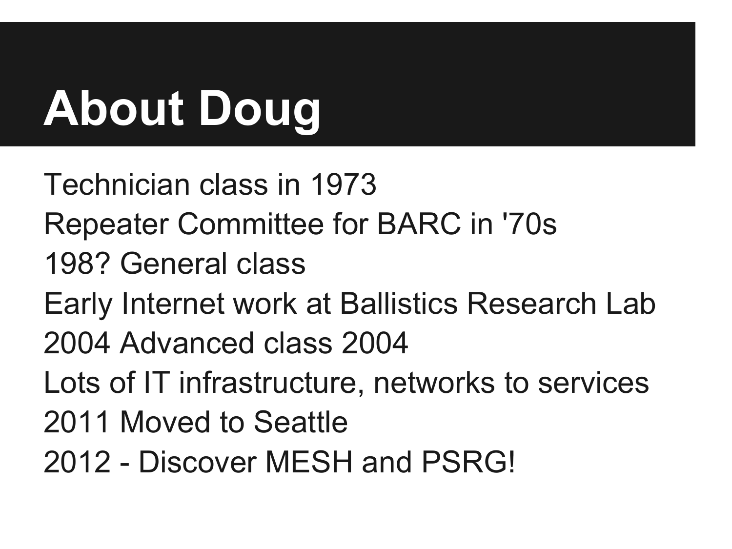# About Doug

Technician class in 1973
Repeater Committee for BARC in '70s
198? General class
Early Internet work at Ballistics Research Lab
2004 Advanced class 2004
Lots of IT infrastructure, networks to services
2011 Moved to Seattle
2012 - Discover MESH and PSRG!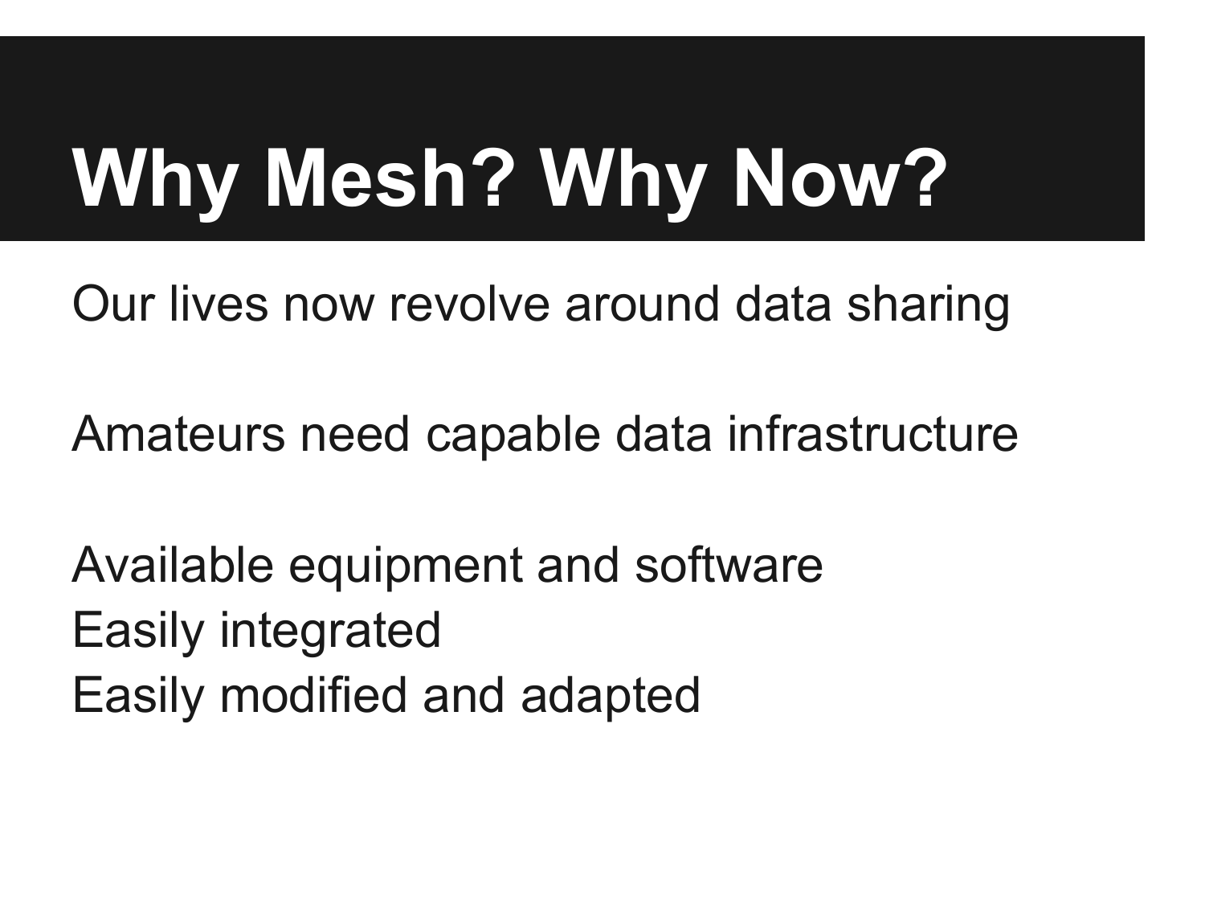# Why Mesh? Why Now?

Our lives now revolve around data sharing

Amateurs need capable data infrastructure

Available equipment and software
Easily integrated
Easily modified and adapted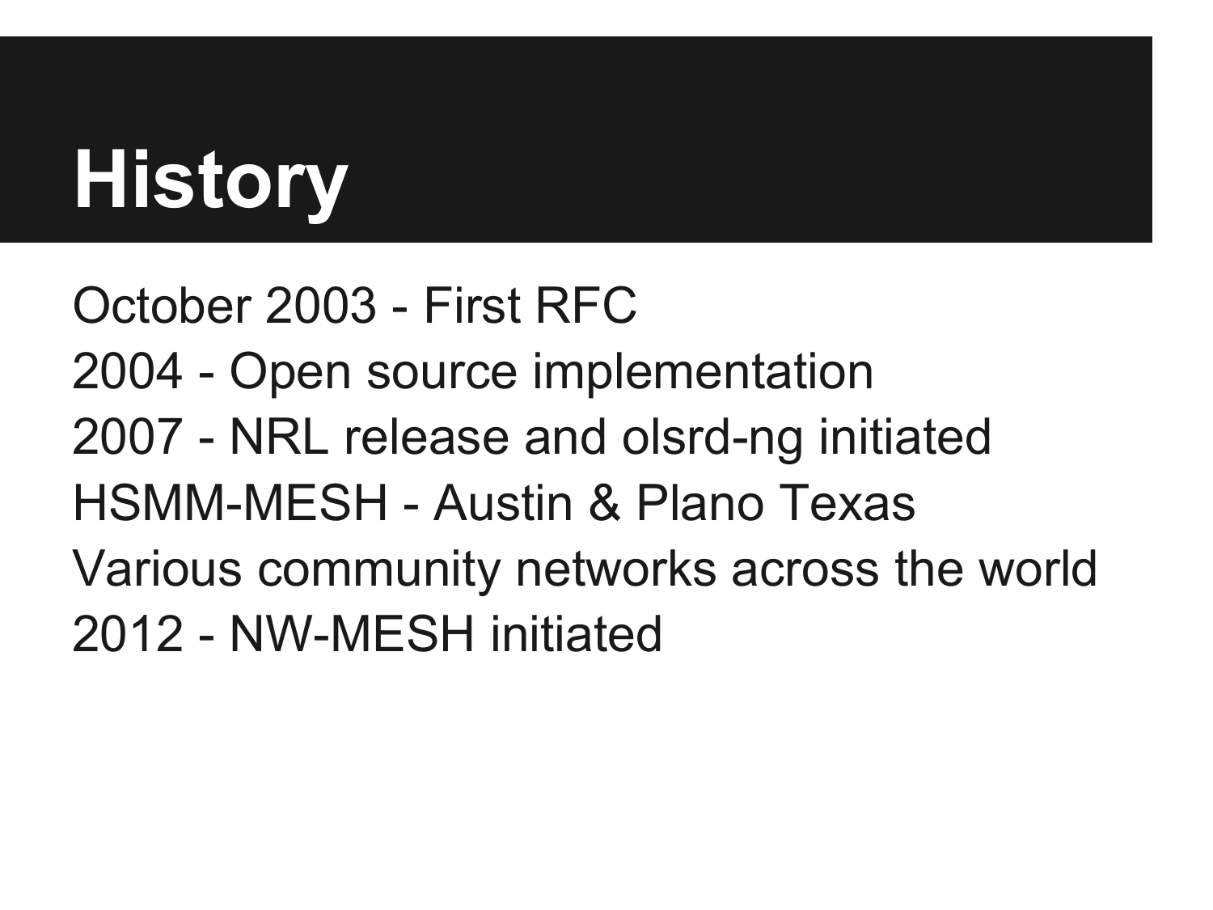# History

October 2003 - First RFC
2004 - Open source implementation
2007 - NRL release and olsrd-ng initiated
HSMM-MESH - Austin & Plano Texas
Various community networks across the world
2012 - NW-MESH initiated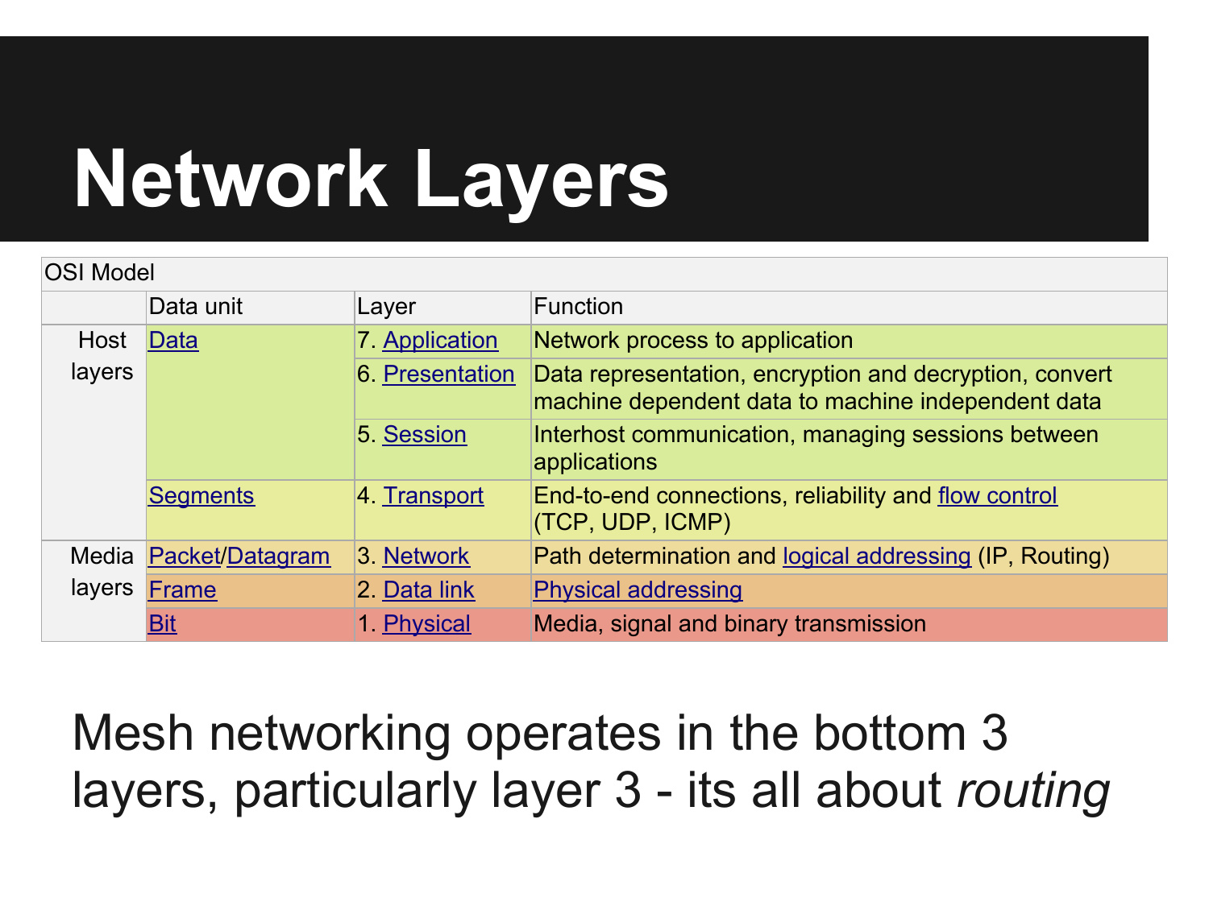# Network Layers

| OSI Model | | | |
|---|---|---|---|
| | Data unit | Layer | Function |
| Host layers | Data | 7. Application | Network process to application |
| | | 6. Presentation | Data representation, encryption and decryption, convert machine dependent data to machine independent data |
| | | 5. Session | Interhost communication, managing sessions between applications |
| | Segments | 4. Transport | End-to-end connections, reliability and flow control (TCP, UDP, ICMP) |
| Media layers | Packet/Datagram | 3. Network | Path determination and logical addressing (IP, Routing) |
| | Frame | 2. Data link | Physical addressing |
| | Bit | 1. Physical | Media, signal and binary transmission |

Mesh networking operates in the bottom 3 layers, particularly layer 3 - its all about *routing*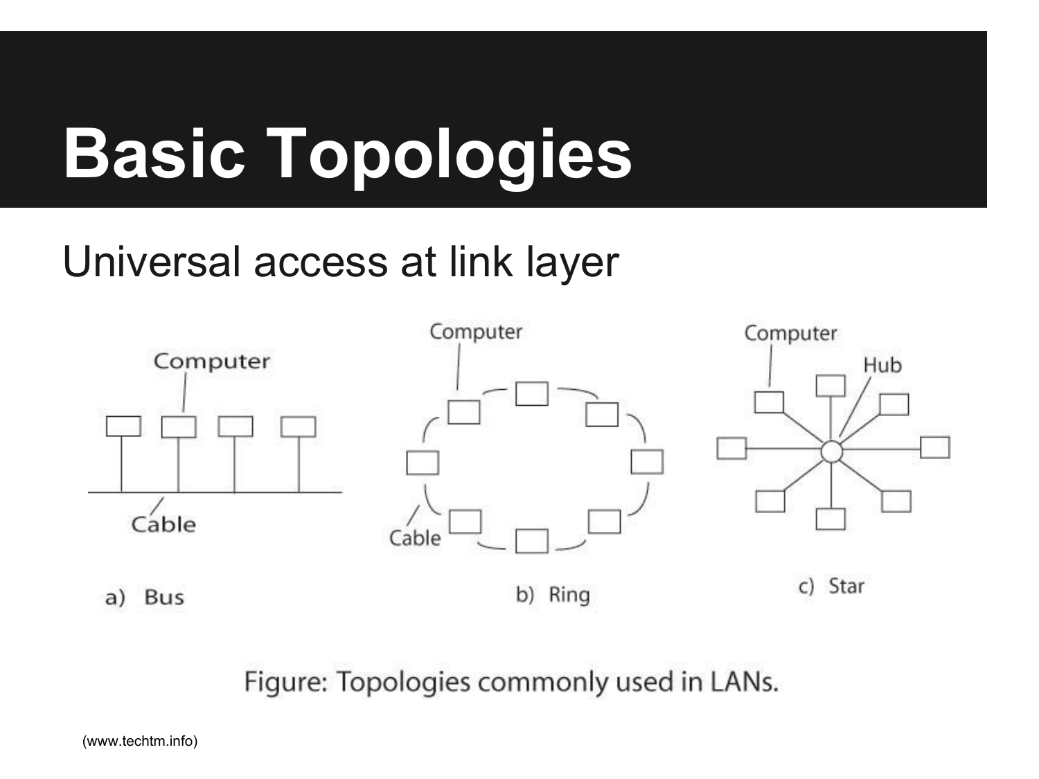# Basic Topologies

Universal access at link layer

a) Bus

b) Ring

c) Star

Figure: Topologies commonly used in LANs.

(www.techtm.info)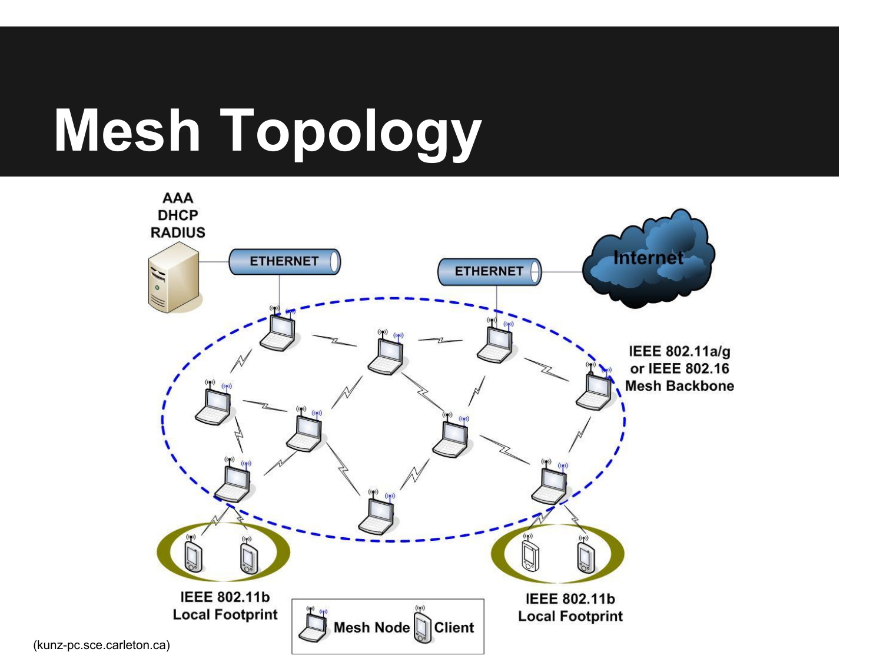# Mesh Topology

AAA
DHCP
RADIUS

ETHERNET

ETHERNET

Internet

IEEE 802.11a/g or IEEE 802.16 Mesh Backbone

IEEE 802.11b Local Footprint

IEEE 802.11b Local Footprint

Mesh Node Client

(kunz-pc.sce.carleton.ca)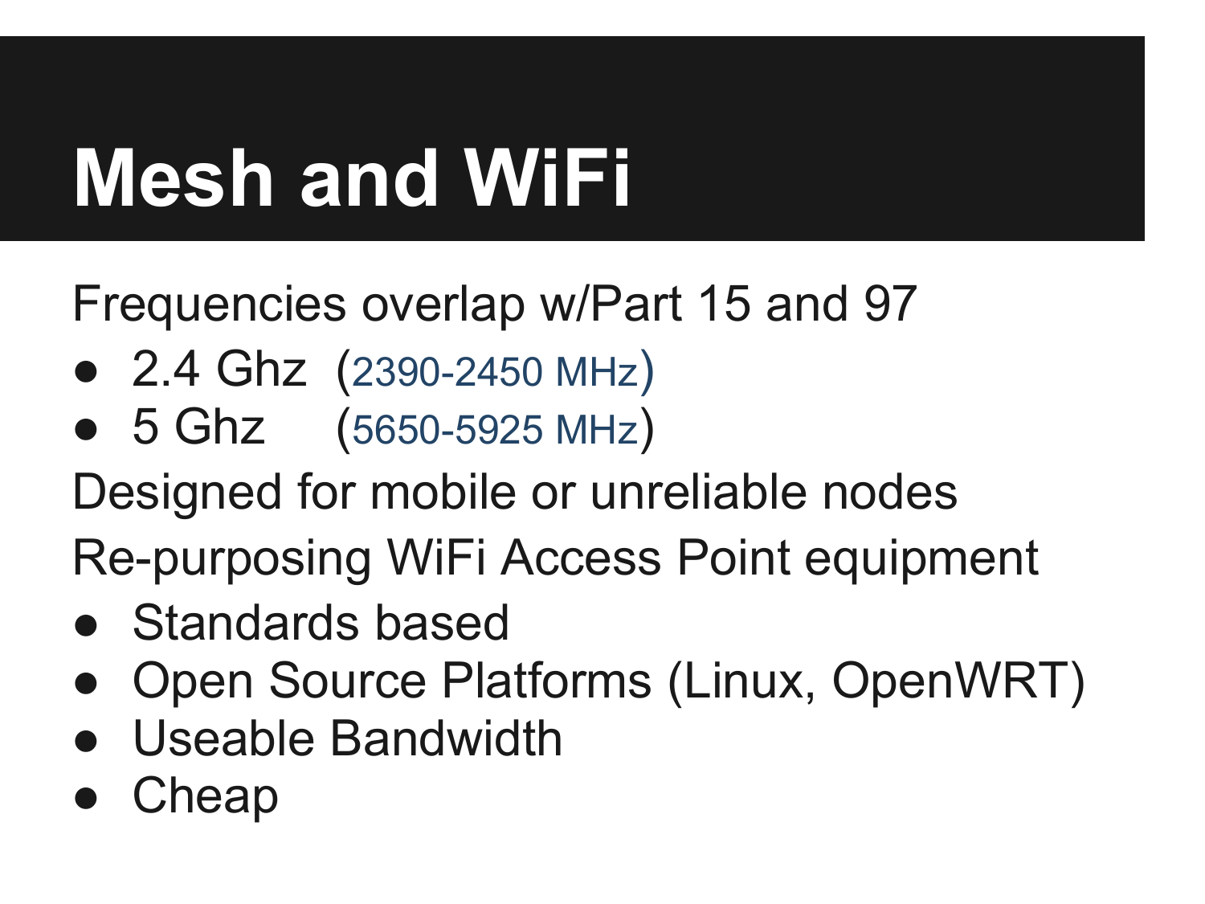# Mesh and WiFi

Frequencies overlap w/Part 15 and 97

- 2.4 Ghz (2390-2450 MHz)
- 5 Ghz (5650-5925 MHz)

Designed for mobile or unreliable nodes

Re-purposing WiFi Access Point equipment

- Standards based
- Open Source Platforms (Linux, OpenWRT)
- Useable Bandwidth
- Cheap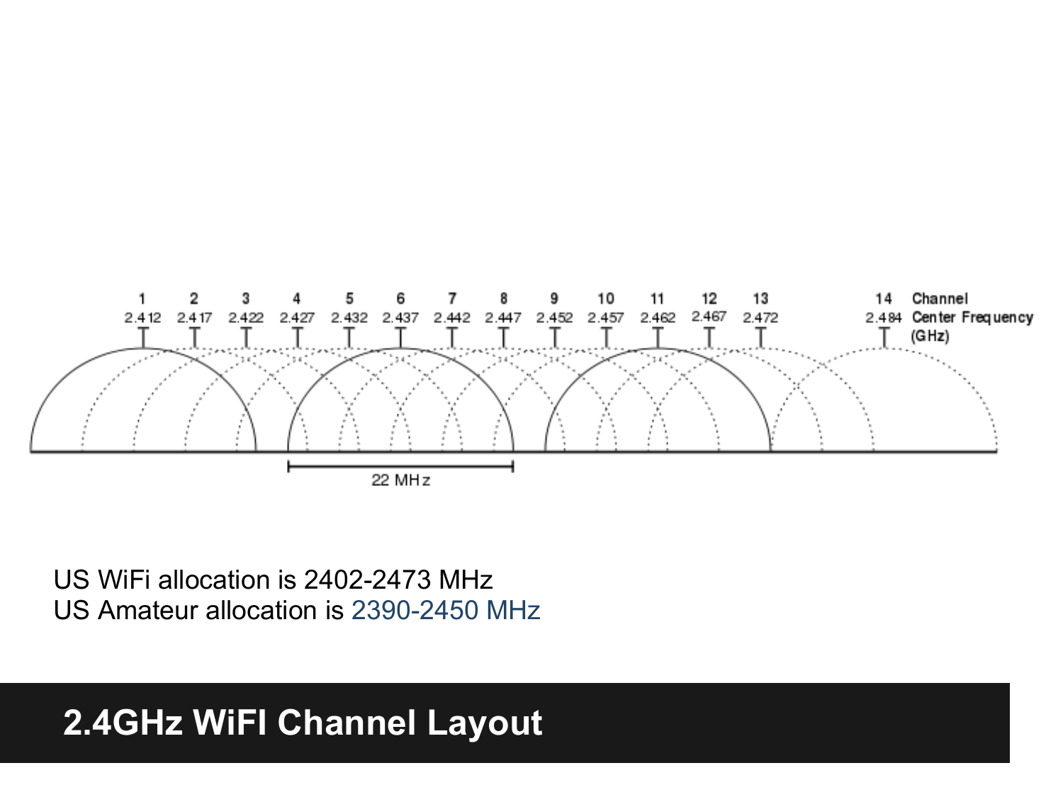| Channel | 1 | 2 | 3 | 4 | 5 | 6 | 7 | 8 | 9 | 10 | 11 | 12 | 13 | 14 |
|---|---|---|---|---|---|---|---|---|---|---|---|---|---|---|
| Center Frequency (GHz) | 2.412 | 2.417 | 2.422 | 2.427 | 2.432 | 2.437 | 2.442 | 2.447 | 2.452 | 2.457 | 2.462 | 2.467 | 2.472 | 2.484 |

22 MHz

US WiFi allocation is 2402-2473 MHz
US Amateur allocation is 2390-2450 MHz

# 2.4GHz WiFI Channel Layout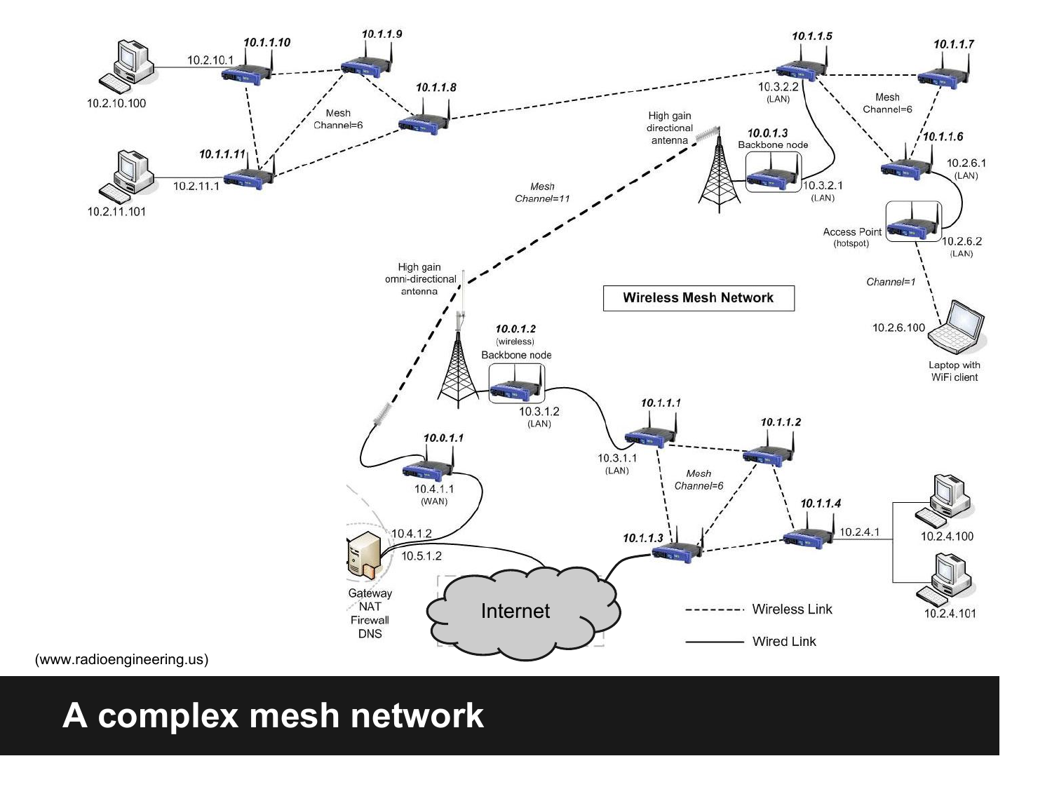(www.radioengineering.us)

# A complex mesh network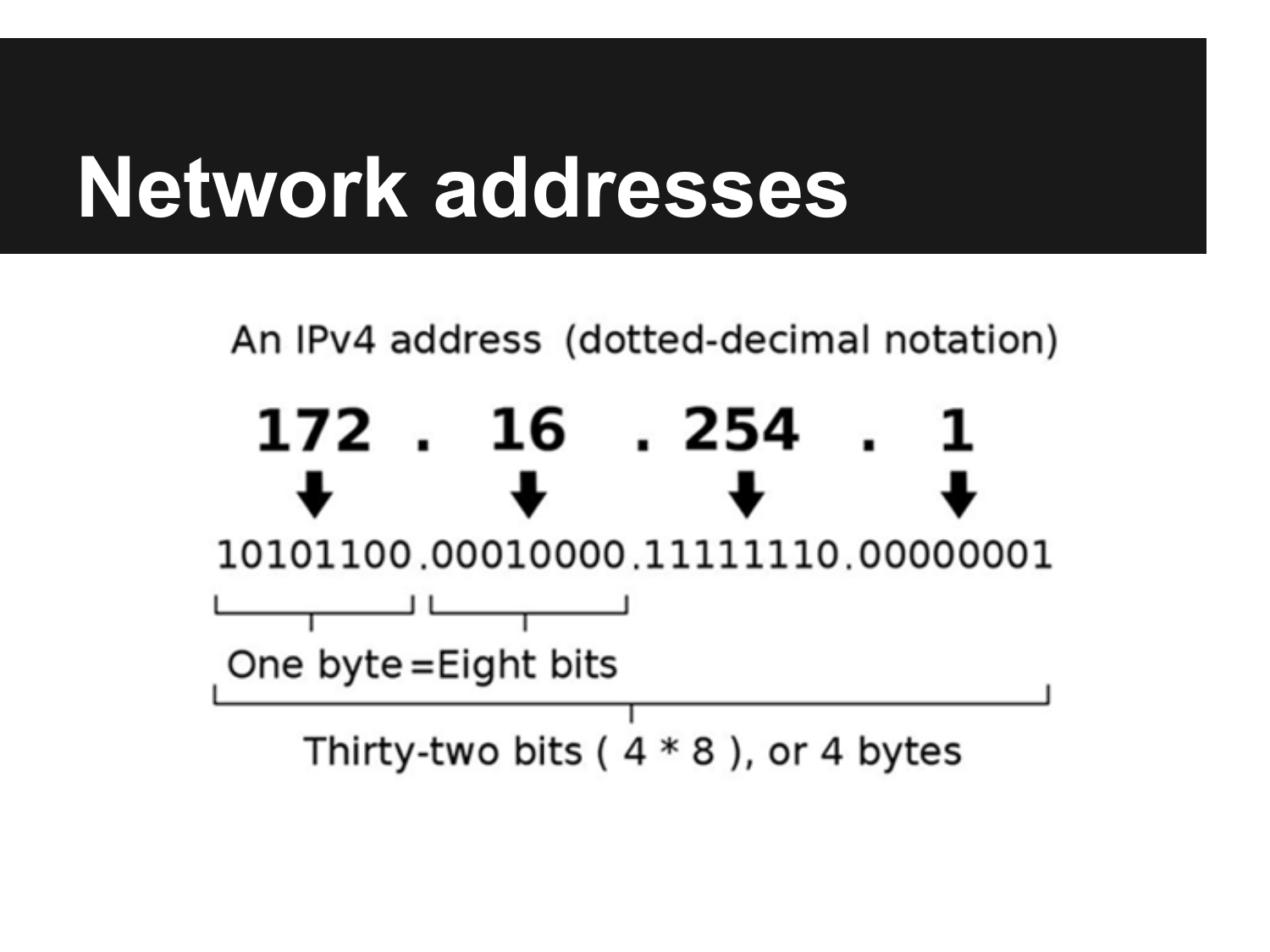# Network addresses

An IPv4 address (dotted-decimal notation)

**172 . 16 . 254 . 1**

10101100.00010000.11111110.00000001

One byte = Eight bits

Thirty-two bits ( 4 * 8 ), or 4 bytes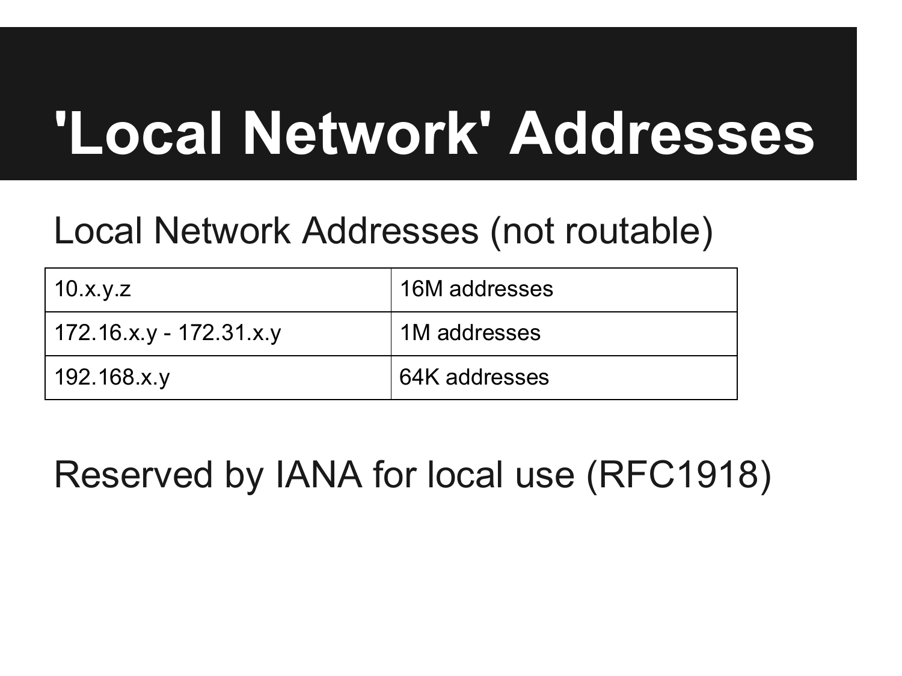# 'Local Network' Addresses

Local Network Addresses (not routable)

| | |
|---|---|
| 10.x.y.z | 16M addresses |
| 172.16.x.y - 172.31.x.y | 1M addresses |
| 192.168.x.y | 64K addresses |

Reserved by IANA for local use (RFC1918)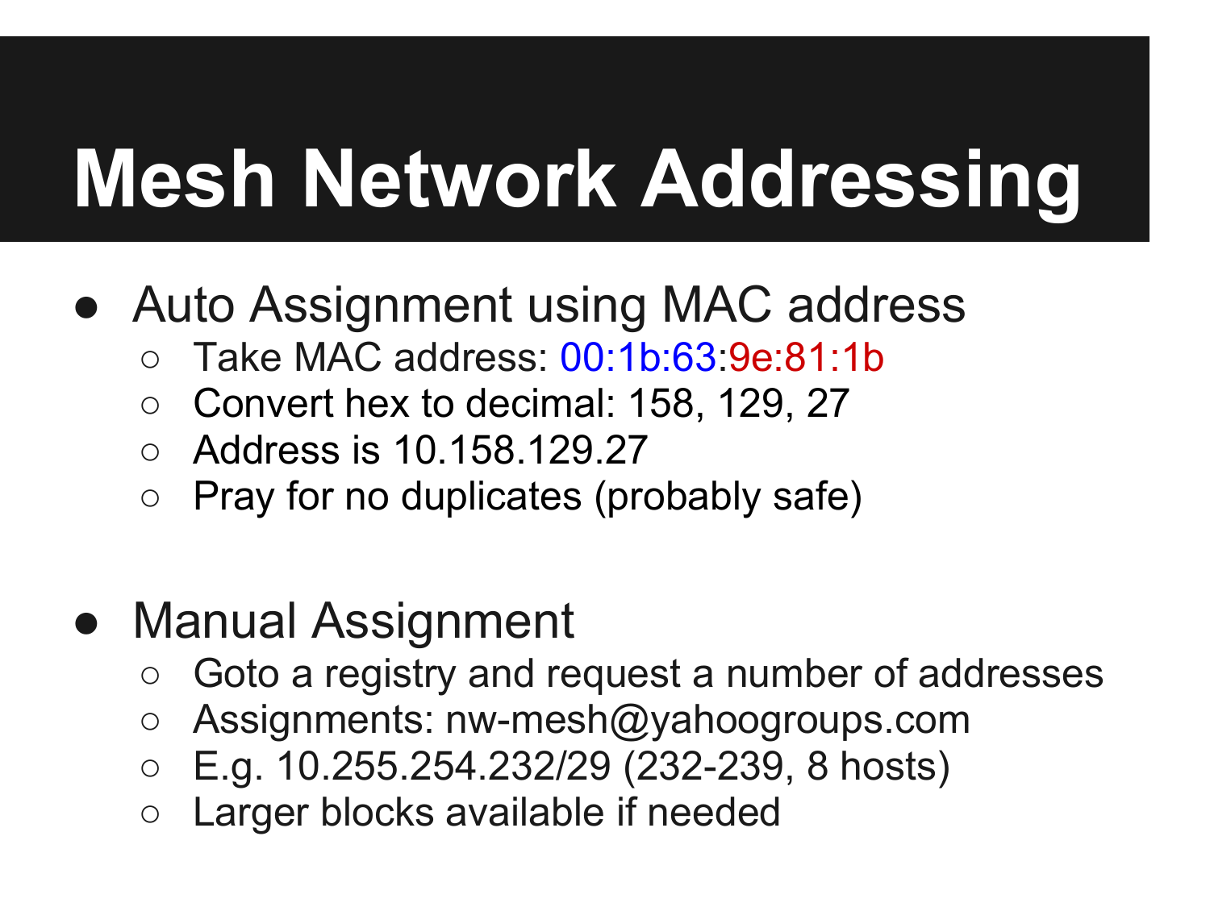# Mesh Network Addressing

- Auto Assignment using MAC address
  - Take MAC address: 00:1b:63:9e:81:1b
  - Convert hex to decimal: 158, 129, 27
  - Address is 10.158.129.27
  - Pray for no duplicates (probably safe)

- Manual Assignment
  - Goto a registry and request a number of addresses
  - Assignments: nw-mesh@yahoogroups.com
  - E.g. 10.255.254.232/29 (232-239, 8 hosts)
  - Larger blocks available if needed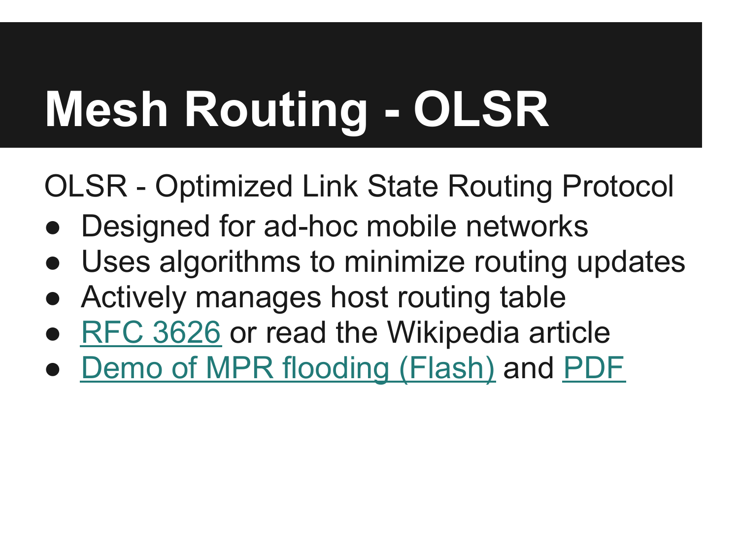# Mesh Routing - OLSR

OLSR - Optimized Link State Routing Protocol

- Designed for ad-hoc mobile networks
- Uses algorithms to minimize routing updates
- Actively manages host routing table
- RFC 3626 or read the Wikipedia article
- Demo of MPR flooding (Flash) and PDF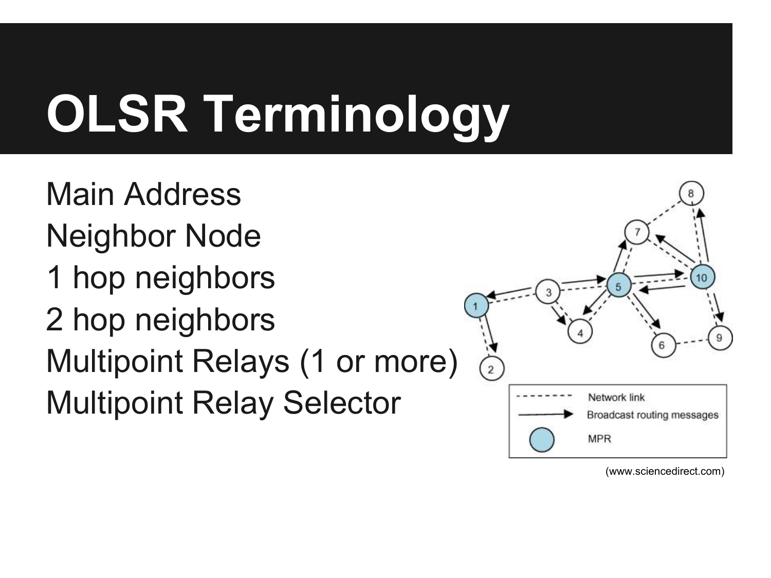# OLSR Terminology

Main Address
Neighbor Node
1 hop neighbors
2 hop neighbors
Multipoint Relays (1 or more)
Multipoint Relay Selector

(www.sciencedirect.com)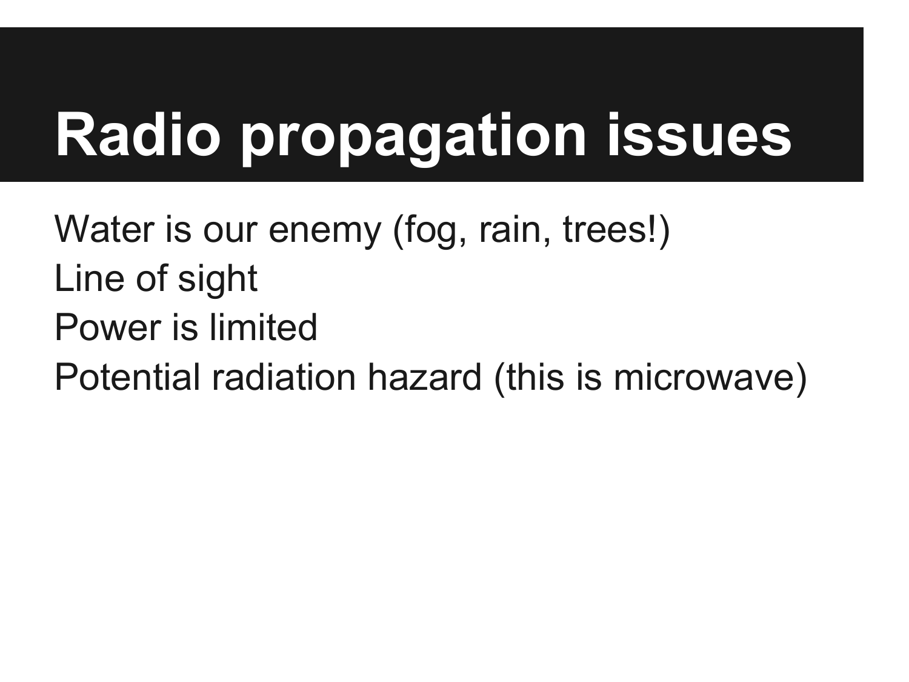# Radio propagation issues

Water is our enemy (fog, rain, trees!)
Line of sight
Power is limited
Potential radiation hazard (this is microwave)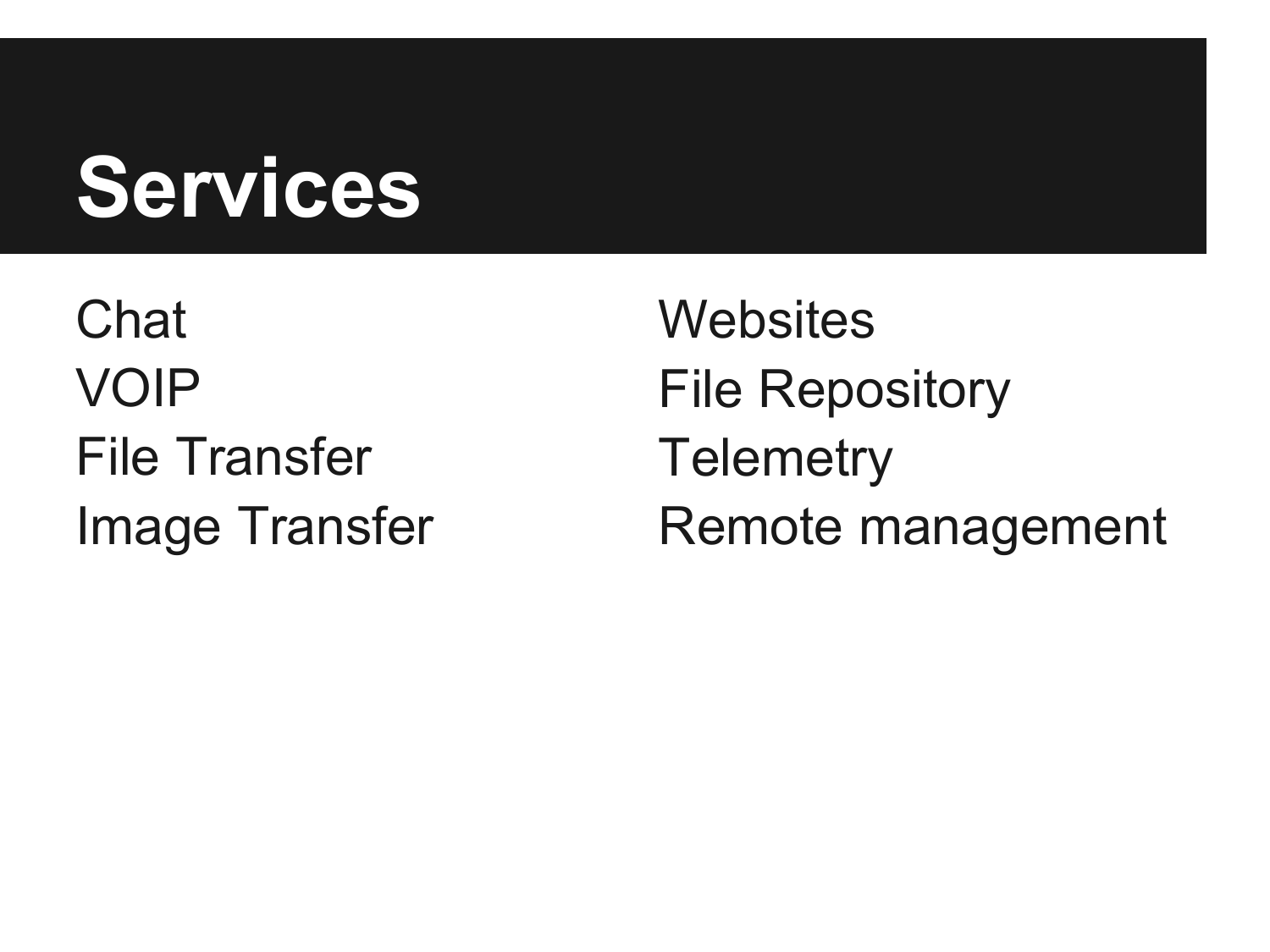# Services

Chat
VOIP
File Transfer
Image Transfer

Websites
File Repository
Telemetry
Remote management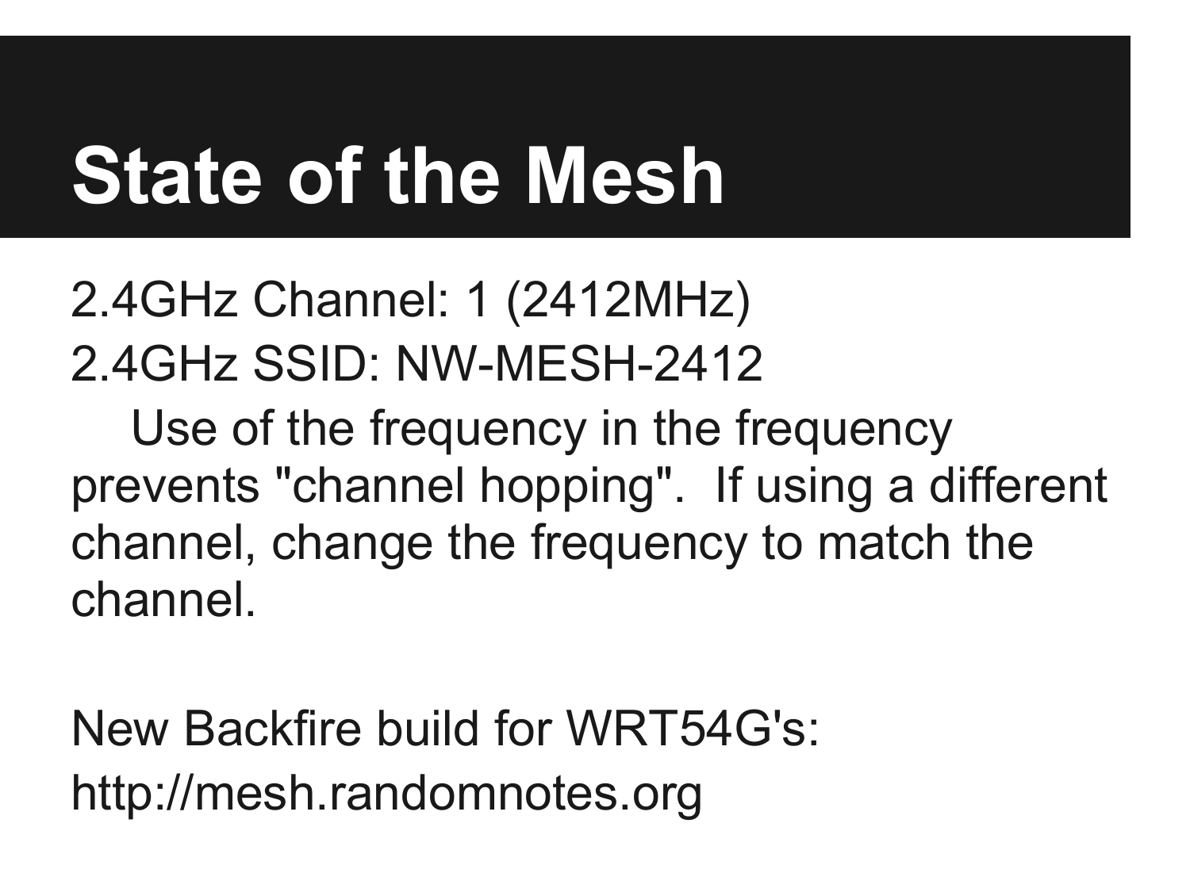# State of the Mesh

2.4GHz Channel: 1 (2412MHz)
2.4GHz SSID: NW-MESH-2412

Use of the frequency in the frequency prevents "channel hopping".  If using a different channel, change the frequency to match the channel.

New Backfire build for WRT54G's:
http://mesh.randomnotes.org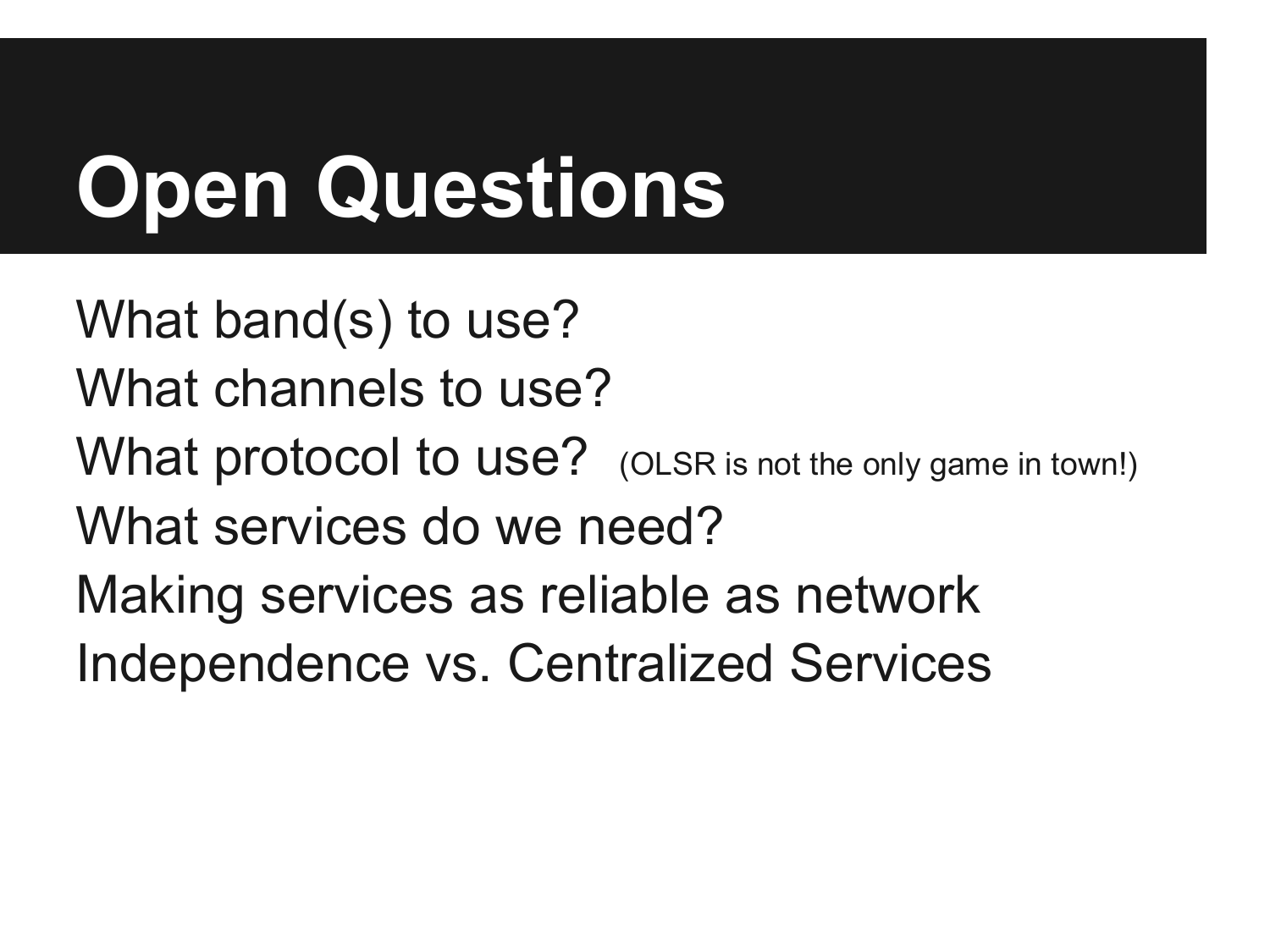# Open Questions

What band(s) to use?
What channels to use?
What protocol to use? (OLSR is not the only game in town!)
What services do we need?
Making services as reliable as network
Independence vs. Centralized Services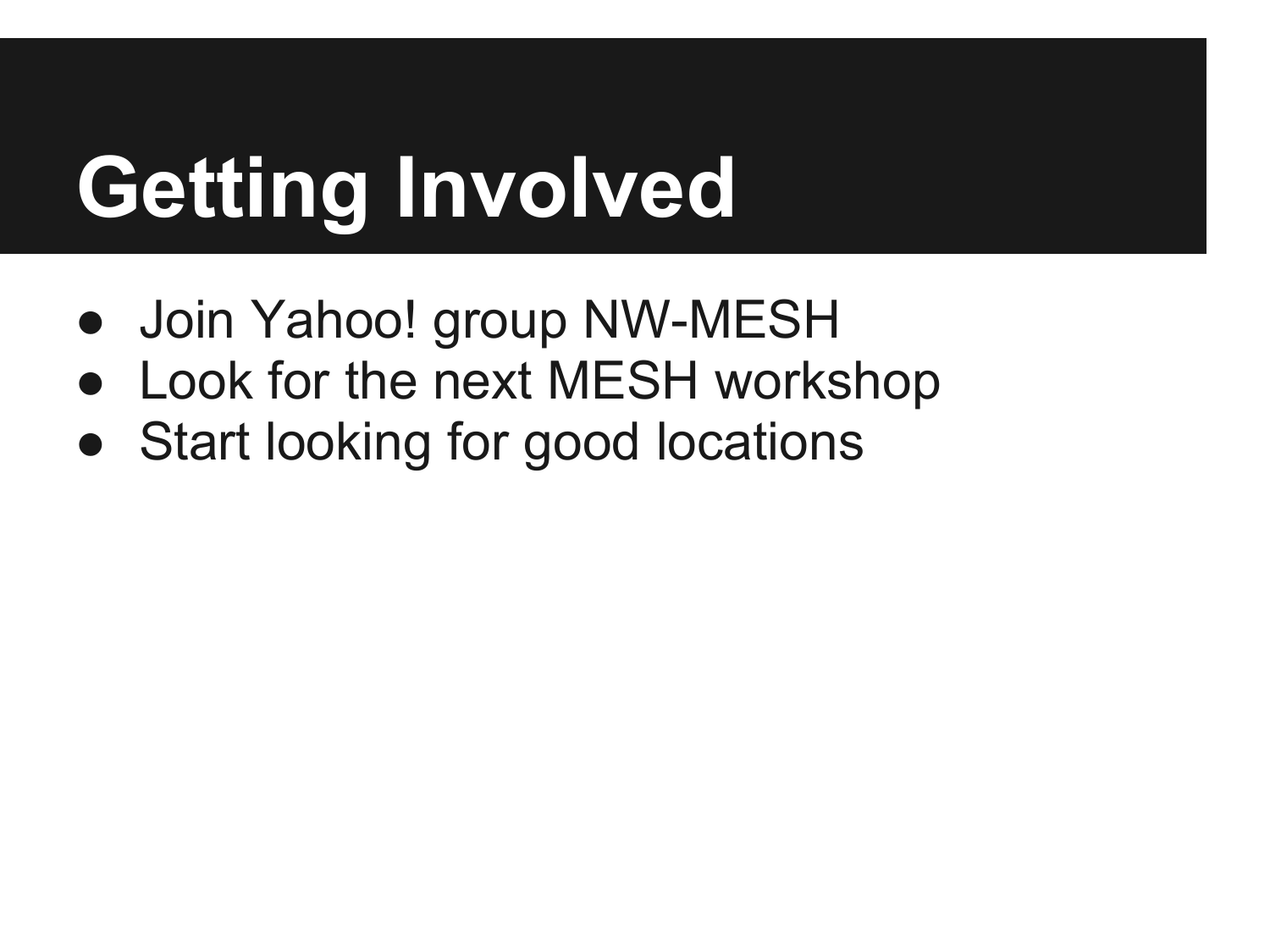# Getting Involved

- Join Yahoo! group NW-MESH
- Look for the next MESH workshop
- Start looking for good locations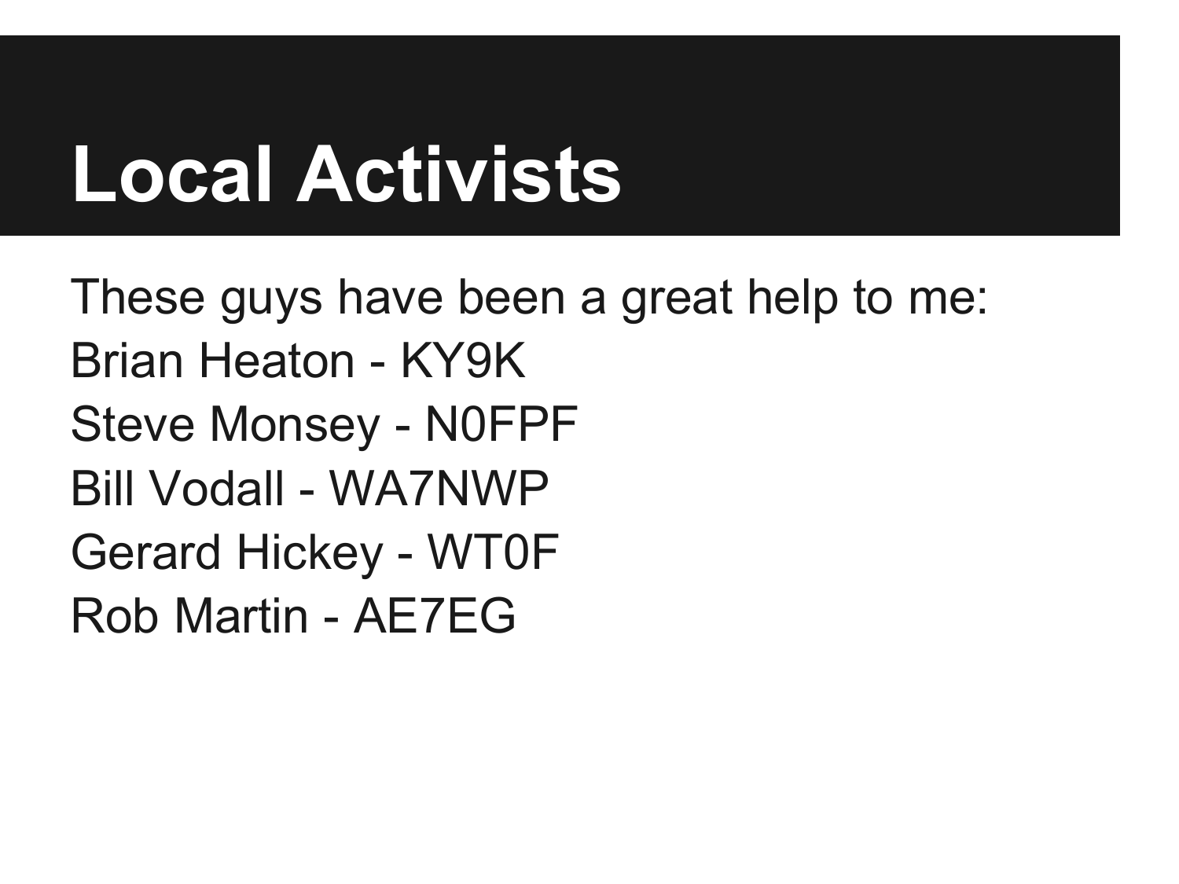# Local Activists

These guys have been a great help to me:

Brian Heaton - KY9K

Steve Monsey - N0FPF

Bill Vodall - WA7NWP

Gerard Hickey - WT0F

Rob Martin - AE7EG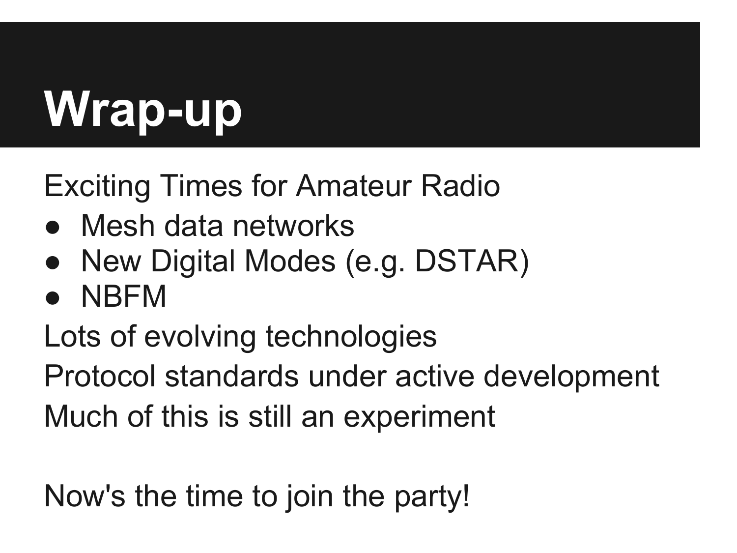# Wrap-up

Exciting Times for Amateur Radio

- Mesh data networks
- New Digital Modes (e.g. DSTAR)
- NBFM

Lots of evolving technologies

Protocol standards under active development

Much of this is still an experiment

Now's the time to join the party!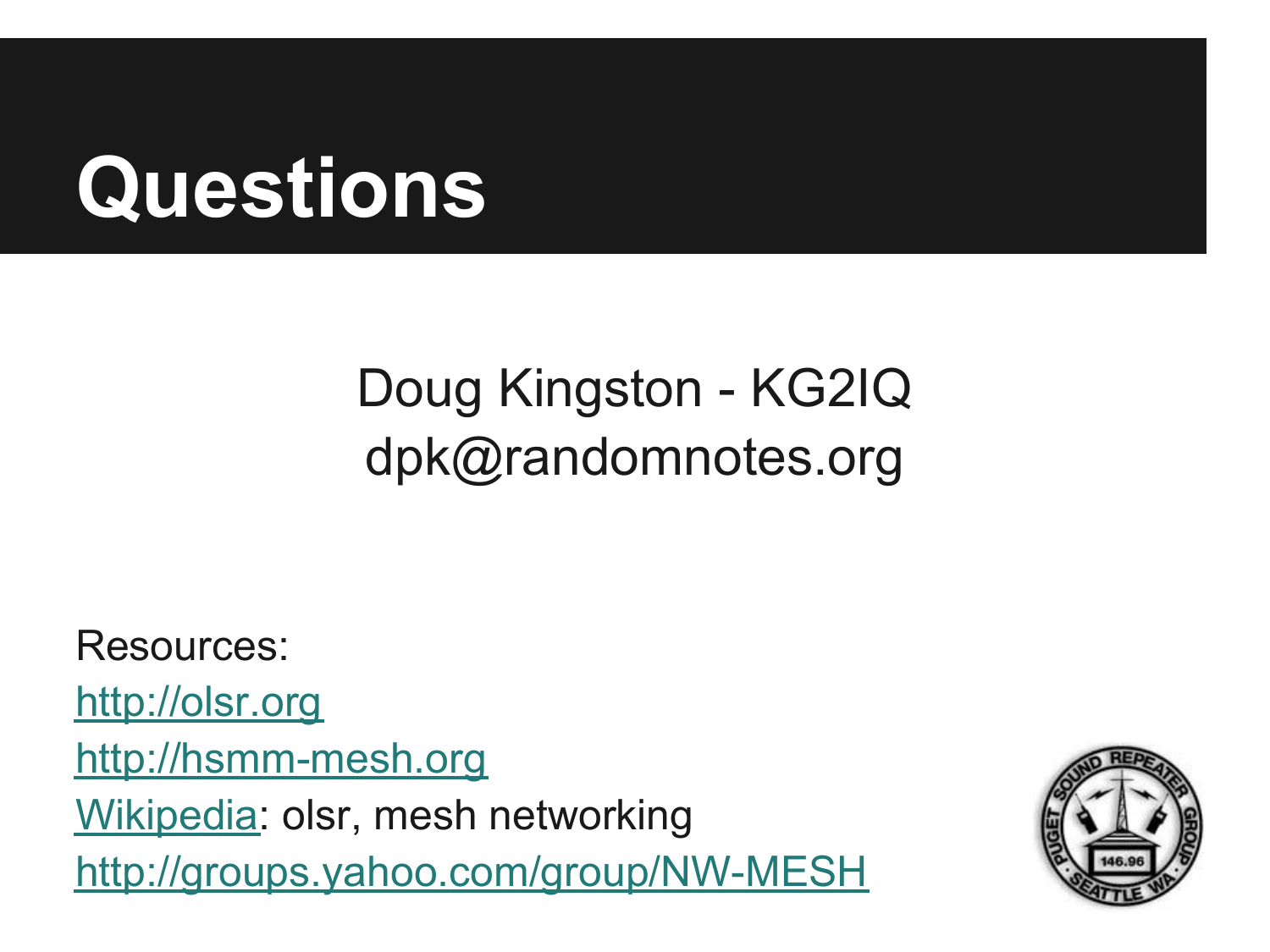# Questions

Doug Kingston - KG2IQ

dpk@randomnotes.org

Resources:

http://olsr.org

http://hsmm-mesh.org

Wikipedia: olsr, mesh networking

http://groups.yahoo.com/group/NW-MESH